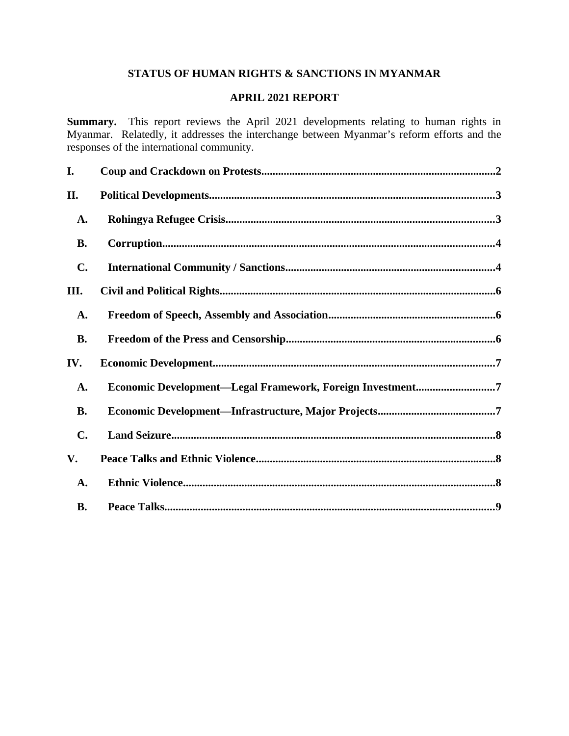# STATUS OF HUMAN RIGHTS & SANCTIONS IN MYANMAR

## APRIL 2021 REPORT

**Summary.** This report reviews the April 2021 developments relating to human rights in Myanmar. Relatedly, it addresses the interchange between Myanmar's reform efforts and the responses of the international community.

**I. Coup and Crackdown on Protests....2**

**II. Political Developments....3**

- **A. Rohingya Refugee Crisis....3**
- **B. Corruption....4**
- **C. International Community / Sanctions....4**

**III. Civil and Political Rights....6**

- **A. Freedom of Speech, Assembly and Association....6**
- **B. Freedom of the Press and Censorship....6**

**IV. Economic Development....7**

- **A. Economic Development—Legal Framework, Foreign Investment....7**
- **B. Economic Development—Infrastructure, Major Projects....7**
- **C. Land Seizure....8**

**V. Peace Talks and Ethnic Violence....8**

- **A. Ethnic Violence....8**
- **B. Peace Talks....9**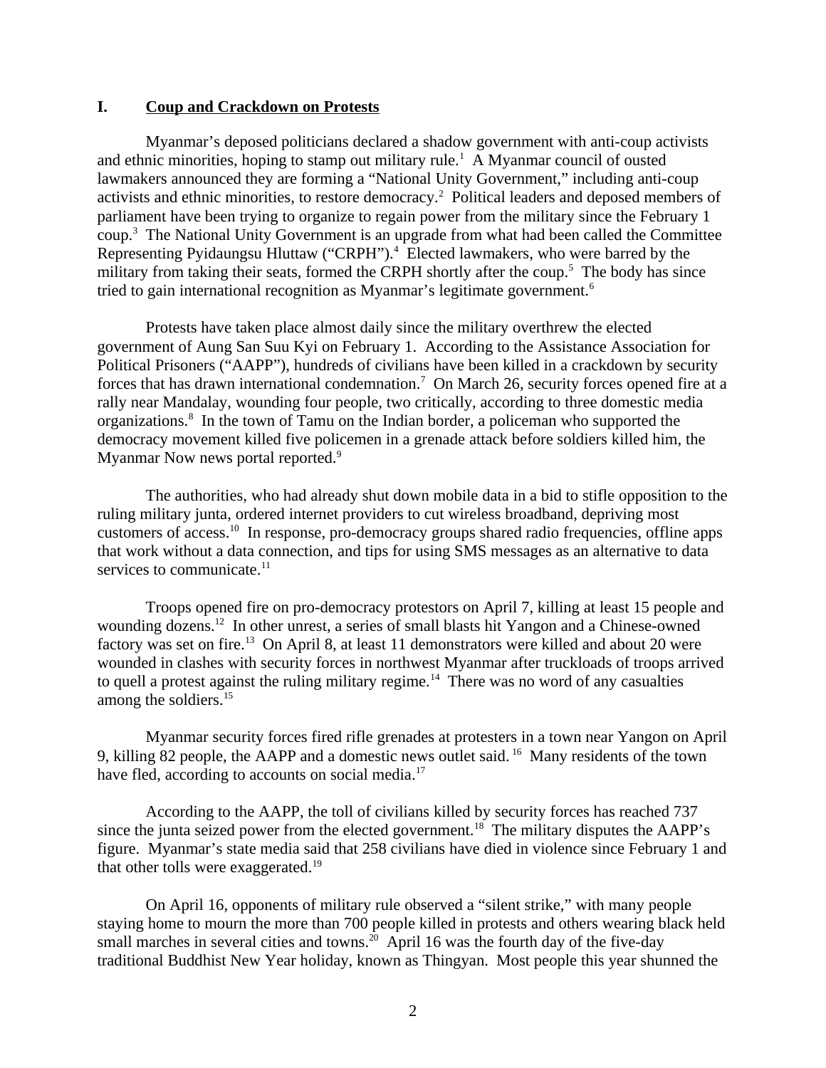## I. Coup and Crackdown on Protests

Myanmar's deposed politicians declared a shadow government with anti-coup activists and ethnic minorities, hoping to stamp out military rule.[1] A Myanmar council of ousted lawmakers announced they are forming a "National Unity Government," including anti-coup activists and ethnic minorities, to restore democracy.[2] Political leaders and deposed members of parliament have been trying to organize to regain power from the military since the February 1 coup.[3] The National Unity Government is an upgrade from what had been called the Committee Representing Pyidaungsu Hluttaw ("CRPH").[4] Elected lawmakers, who were barred by the military from taking their seats, formed the CRPH shortly after the coup.[5] The body has since tried to gain international recognition as Myanmar's legitimate government.[6]

Protests have taken place almost daily since the military overthrew the elected government of Aung San Suu Kyi on February 1. According to the Assistance Association for Political Prisoners ("AAPP"), hundreds of civilians have been killed in a crackdown by security forces that has drawn international condemnation.[7] On March 26, security forces opened fire at a rally near Mandalay, wounding four people, two critically, according to three domestic media organizations.[8] In the town of Tamu on the Indian border, a policeman who supported the democracy movement killed five policemen in a grenade attack before soldiers killed him, the Myanmar Now news portal reported.[9]

The authorities, who had already shut down mobile data in a bid to stifle opposition to the ruling military junta, ordered internet providers to cut wireless broadband, depriving most customers of access.[10] In response, pro-democracy groups shared radio frequencies, offline apps that work without a data connection, and tips for using SMS messages as an alternative to data services to communicate.[11]

Troops opened fire on pro-democracy protestors on April 7, killing at least 15 people and wounding dozens.[12] In other unrest, a series of small blasts hit Yangon and a Chinese-owned factory was set on fire.[13] On April 8, at least 11 demonstrators were killed and about 20 were wounded in clashes with security forces in northwest Myanmar after truckloads of troops arrived to quell a protest against the ruling military regime.[14] There was no word of any casualties among the soldiers.[15]

Myanmar security forces fired rifle grenades at protesters in a town near Yangon on April 9, killing 82 people, the AAPP and a domestic news outlet said.[16] Many residents of the town have fled, according to accounts on social media.[17]

According to the AAPP, the toll of civilians killed by security forces has reached 737 since the junta seized power from the elected government.[18] The military disputes the AAPP's figure. Myanmar's state media said that 258 civilians have died in violence since February 1 and that other tolls were exaggerated.[19]

On April 16, opponents of military rule observed a "silent strike," with many people staying home to mourn the more than 700 people killed in protests and others wearing black held small marches in several cities and towns.[20] April 16 was the fourth day of the five-day traditional Buddhist New Year holiday, known as Thingyan. Most people this year shunned the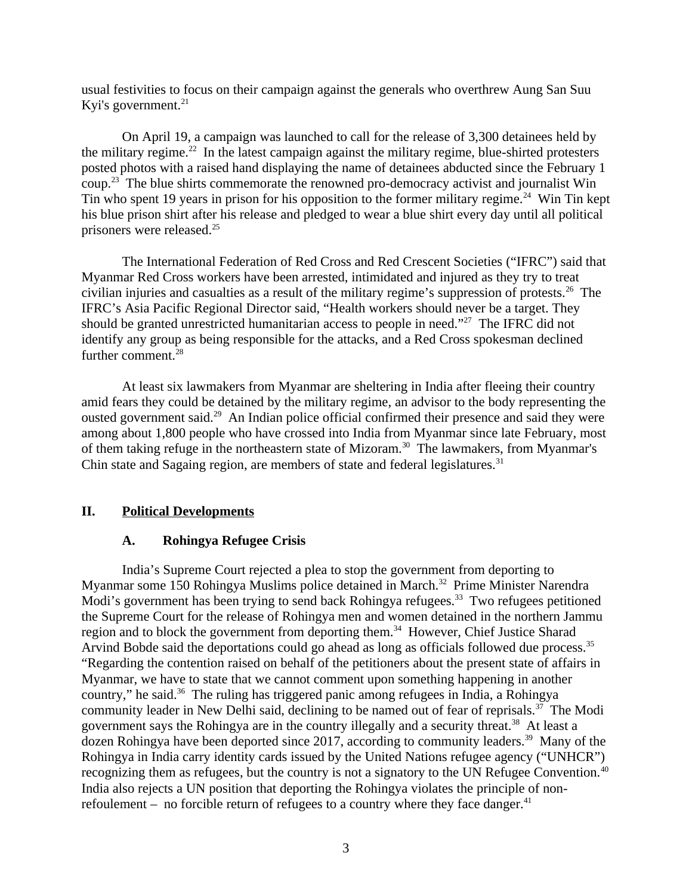usual festivities to focus on their campaign against the generals who overthrew Aung San Suu Kyi's government.[21]

On April 19, a campaign was launched to call for the release of 3,300 detainees held by the military regime.[22] In the latest campaign against the military regime, blue-shirted protesters posted photos with a raised hand displaying the name of detainees abducted since the February 1 coup.[23] The blue shirts commemorate the renowned pro-democracy activist and journalist Win Tin who spent 19 years in prison for his opposition to the former military regime.[24] Win Tin kept his blue prison shirt after his release and pledged to wear a blue shirt every day until all political prisoners were released.[25]

The International Federation of Red Cross and Red Crescent Societies ("IFRC") said that Myanmar Red Cross workers have been arrested, intimidated and injured as they try to treat civilian injuries and casualties as a result of the military regime's suppression of protests.[26] The IFRC's Asia Pacific Regional Director said, "Health workers should never be a target. They should be granted unrestricted humanitarian access to people in need."[27] The IFRC did not identify any group as being responsible for the attacks, and a Red Cross spokesman declined further comment.[28]

At least six lawmakers from Myanmar are sheltering in India after fleeing their country amid fears they could be detained by the military regime, an advisor to the body representing the ousted government said.[29] An Indian police official confirmed their presence and said they were among about 1,800 people who have crossed into India from Myanmar since late February, most of them taking refuge in the northeastern state of Mizoram.[30] The lawmakers, from Myanmar's Chin state and Sagaing region, are members of state and federal legislatures.[31]

## II. Political Developments

### A. Rohingya Refugee Crisis

India's Supreme Court rejected a plea to stop the government from deporting to Myanmar some 150 Rohingya Muslims police detained in March.[32] Prime Minister Narendra Modi's government has been trying to send back Rohingya refugees.[33] Two refugees petitioned the Supreme Court for the release of Rohingya men and women detained in the northern Jammu region and to block the government from deporting them.[34] However, Chief Justice Sharad Arvind Bobde said the deportations could go ahead as long as officials followed due process.[35] "Regarding the contention raised on behalf of the petitioners about the present state of affairs in Myanmar, we have to state that we cannot comment upon something happening in another country," he said.[36] The ruling has triggered panic among refugees in India, a Rohingya community leader in New Delhi said, declining to be named out of fear of reprisals.[37] The Modi government says the Rohingya are in the country illegally and a security threat.[38] At least a dozen Rohingya have been deported since 2017, according to community leaders.[39] Many of the Rohingya in India carry identity cards issued by the United Nations refugee agency ("UNHCR") recognizing them as refugees, but the country is not a signatory to the UN Refugee Convention.[40] India also rejects a UN position that deporting the Rohingya violates the principle of non-refoulement – no forcible return of refugees to a country where they face danger.[41]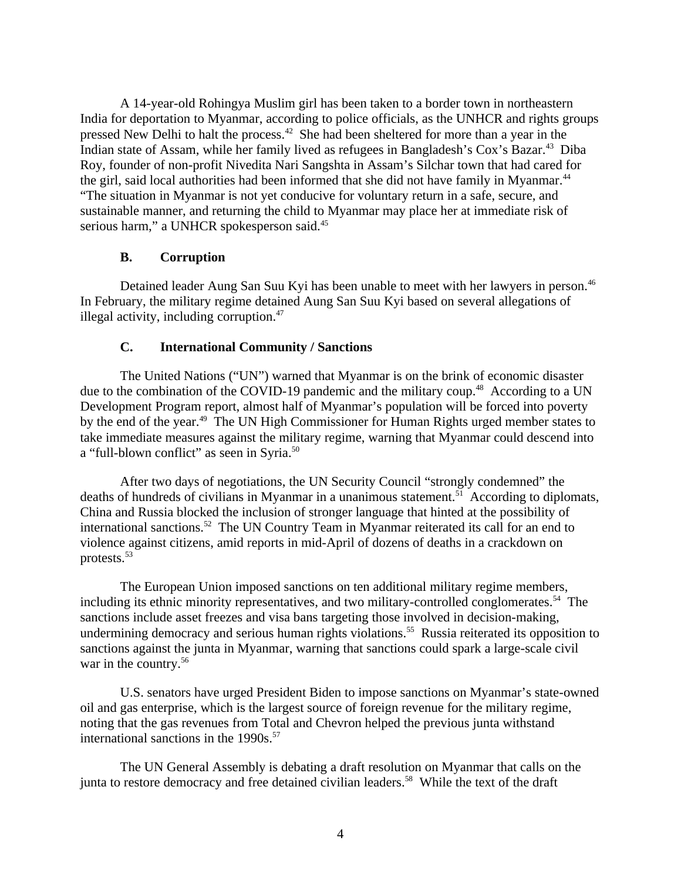A 14-year-old Rohingya Muslim girl has been taken to a border town in northeastern India for deportation to Myanmar, according to police officials, as the UNHCR and rights groups pressed New Delhi to halt the process.[42] She had been sheltered for more than a year in the Indian state of Assam, while her family lived as refugees in Bangladesh's Cox's Bazar.[43] Diba Roy, founder of non-profit Nivedita Nari Sangshta in Assam's Silchar town that had cared for the girl, said local authorities had been informed that she did not have family in Myanmar.[44] "The situation in Myanmar is not yet conducive for voluntary return in a safe, secure, and sustainable manner, and returning the child to Myanmar may place her at immediate risk of serious harm," a UNHCR spokesperson said.[45]

### B. Corruption

Detained leader Aung San Suu Kyi has been unable to meet with her lawyers in person.[46] In February, the military regime detained Aung San Suu Kyi based on several allegations of illegal activity, including corruption.[47]

### C. International Community / Sanctions

The United Nations ("UN") warned that Myanmar is on the brink of economic disaster due to the combination of the COVID-19 pandemic and the military coup.[48] According to a UN Development Program report, almost half of Myanmar's population will be forced into poverty by the end of the year.[49] The UN High Commissioner for Human Rights urged member states to take immediate measures against the military regime, warning that Myanmar could descend into a "full-blown conflict" as seen in Syria.[50]

After two days of negotiations, the UN Security Council "strongly condemned" the deaths of hundreds of civilians in Myanmar in a unanimous statement.[51] According to diplomats, China and Russia blocked the inclusion of stronger language that hinted at the possibility of international sanctions.[52] The UN Country Team in Myanmar reiterated its call for an end to violence against citizens, amid reports in mid-April of dozens of deaths in a crackdown on protests.[53]

The European Union imposed sanctions on ten additional military regime members, including its ethnic minority representatives, and two military-controlled conglomerates.[54] The sanctions include asset freezes and visa bans targeting those involved in decision-making, undermining democracy and serious human rights violations.[55] Russia reiterated its opposition to sanctions against the junta in Myanmar, warning that sanctions could spark a large-scale civil war in the country.[56]

U.S. senators have urged President Biden to impose sanctions on Myanmar's state-owned oil and gas enterprise, which is the largest source of foreign revenue for the military regime, noting that the gas revenues from Total and Chevron helped the previous junta withstand international sanctions in the 1990s.[57]

The UN General Assembly is debating a draft resolution on Myanmar that calls on the junta to restore democracy and free detained civilian leaders.[58] While the text of the draft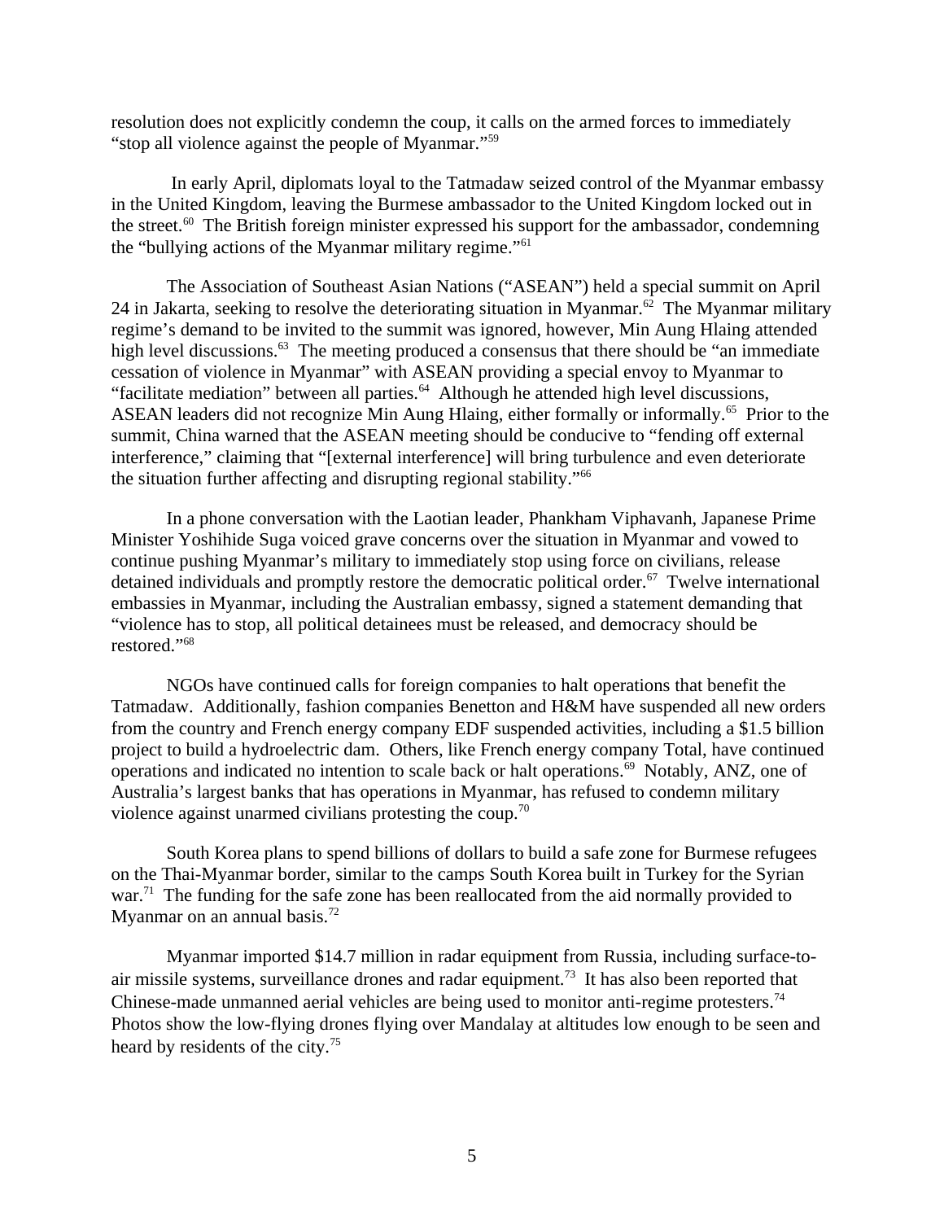resolution does not explicitly condemn the coup, it calls on the armed forces to immediately "stop all violence against the people of Myanmar."[59]

In early April, diplomats loyal to the Tatmadaw seized control of the Myanmar embassy in the United Kingdom, leaving the Burmese ambassador to the United Kingdom locked out in the street.[60] The British foreign minister expressed his support for the ambassador, condemning the "bullying actions of the Myanmar military regime."[61]

The Association of Southeast Asian Nations ("ASEAN") held a special summit on April 24 in Jakarta, seeking to resolve the deteriorating situation in Myanmar.[62] The Myanmar military regime's demand to be invited to the summit was ignored, however, Min Aung Hlaing attended high level discussions.[63] The meeting produced a consensus that there should be "an immediate cessation of violence in Myanmar" with ASEAN providing a special envoy to Myanmar to "facilitate mediation" between all parties.[64] Although he attended high level discussions, ASEAN leaders did not recognize Min Aung Hlaing, either formally or informally.[65] Prior to the summit, China warned that the ASEAN meeting should be conducive to "fending off external interference," claiming that "[external interference] will bring turbulence and even deteriorate the situation further affecting and disrupting regional stability."[66]

In a phone conversation with the Laotian leader, Phankham Viphavanh, Japanese Prime Minister Yoshihide Suga voiced grave concerns over the situation in Myanmar and vowed to continue pushing Myanmar's military to immediately stop using force on civilians, release detained individuals and promptly restore the democratic political order.[67] Twelve international embassies in Myanmar, including the Australian embassy, signed a statement demanding that "violence has to stop, all political detainees must be released, and democracy should be restored."[68]

NGOs have continued calls for foreign companies to halt operations that benefit the Tatmadaw. Additionally, fashion companies Benetton and H&M have suspended all new orders from the country and French energy company EDF suspended activities, including a $1.5 billion project to build a hydroelectric dam. Others, like French energy company Total, have continued operations and indicated no intention to scale back or halt operations.[69] Notably, ANZ, one of Australia's largest banks that has operations in Myanmar, has refused to condemn military violence against unarmed civilians protesting the coup.[70]

South Korea plans to spend billions of dollars to build a safe zone for Burmese refugees on the Thai-Myanmar border, similar to the camps South Korea built in Turkey for the Syrian war.[71] The funding for the safe zone has been reallocated from the aid normally provided to Myanmar on an annual basis.[72]

Myanmar imported $14.7 million in radar equipment from Russia, including surface-to-air missile systems, surveillance drones and radar equipment.[73] It has also been reported that Chinese-made unmanned aerial vehicles are being used to monitor anti-regime protesters.[74] Photos show the low-flying drones flying over Mandalay at altitudes low enough to be seen and heard by residents of the city.[75]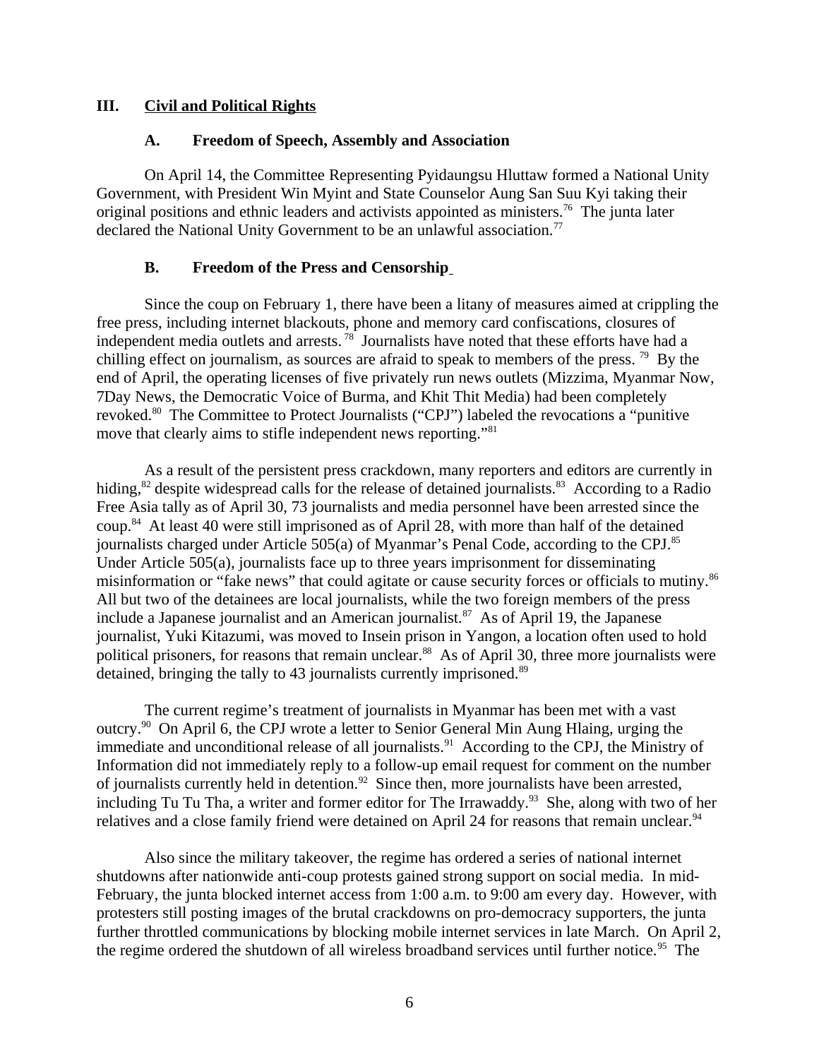## III. Civil and Political Rights

### A. Freedom of Speech, Assembly and Association

On April 14, the Committee Representing Pyidaungsu Hluttaw formed a National Unity Government, with President Win Myint and State Counselor Aung San Suu Kyi taking their original positions and ethnic leaders and activists appointed as ministers.[76] The junta later declared the National Unity Government to be an unlawful association.[77]

### B. Freedom of the Press and Censorship

Since the coup on February 1, there have been a litany of measures aimed at crippling the free press, including internet blackouts, phone and memory card confiscations, closures of independent media outlets and arrests.[78] Journalists have noted that these efforts have had a chilling effect on journalism, as sources are afraid to speak to members of the press.[79] By the end of April, the operating licenses of five privately run news outlets (Mizzima, Myanmar Now, 7Day News, the Democratic Voice of Burma, and Khit Thit Media) had been completely revoked.[80] The Committee to Protect Journalists ("CPJ") labeled the revocations a "punitive move that clearly aims to stifle independent news reporting."[81]

As a result of the persistent press crackdown, many reporters and editors are currently in hiding,[82] despite widespread calls for the release of detained journalists.[83] According to a Radio Free Asia tally as of April 30, 73 journalists and media personnel have been arrested since the coup.[84] At least 40 were still imprisoned as of April 28, with more than half of the detained journalists charged under Article 505(a) of Myanmar's Penal Code, according to the CPJ.[85] Under Article 505(a), journalists face up to three years imprisonment for disseminating misinformation or "fake news" that could agitate or cause security forces or officials to mutiny.[86] All but two of the detainees are local journalists, while the two foreign members of the press include a Japanese journalist and an American journalist.[87] As of April 19, the Japanese journalist, Yuki Kitazumi, was moved to Insein prison in Yangon, a location often used to hold political prisoners, for reasons that remain unclear.[88] As of April 30, three more journalists were detained, bringing the tally to 43 journalists currently imprisoned.[89]

The current regime's treatment of journalists in Myanmar has been met with a vast outcry.[90] On April 6, the CPJ wrote a letter to Senior General Min Aung Hlaing, urging the immediate and unconditional release of all journalists.[91] According to the CPJ, the Ministry of Information did not immediately reply to a follow-up email request for comment on the number of journalists currently held in detention.[92] Since then, more journalists have been arrested, including Tu Tu Tha, a writer and former editor for The Irrawaddy.[93] She, along with two of her relatives and a close family friend were detained on April 24 for reasons that remain unclear.[94]

Also since the military takeover, the regime has ordered a series of national internet shutdowns after nationwide anti-coup protests gained strong support on social media. In mid-February, the junta blocked internet access from 1:00 a.m. to 9:00 am every day. However, with protesters still posting images of the brutal crackdowns on pro-democracy supporters, the junta further throttled communications by blocking mobile internet services in late March. On April 2, the regime ordered the shutdown of all wireless broadband services until further notice.[95] The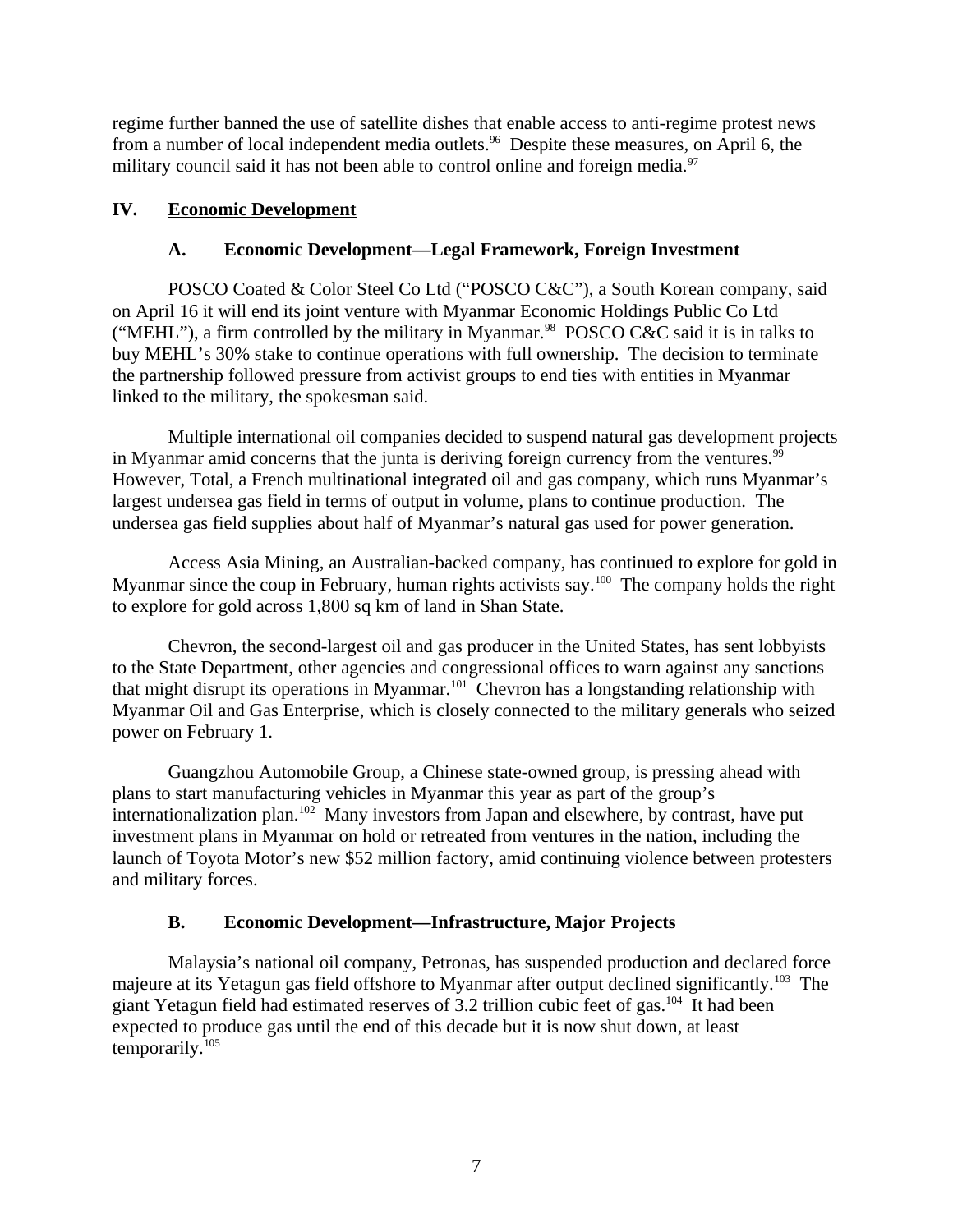regime further banned the use of satellite dishes that enable access to anti-regime protest news from a number of local independent media outlets.[96] Despite these measures, on April 6, the military council said it has not been able to control online and foreign media.[97]

## IV. Economic Development

### A. Economic Development—Legal Framework, Foreign Investment

POSCO Coated & Color Steel Co Ltd ("POSCO C&C"), a South Korean company, said on April 16 it will end its joint venture with Myanmar Economic Holdings Public Co Ltd ("MEHL"), a firm controlled by the military in Myanmar.[98] POSCO C&C said it is in talks to buy MEHL's 30% stake to continue operations with full ownership. The decision to terminate the partnership followed pressure from activist groups to end ties with entities in Myanmar linked to the military, the spokesman said.

Multiple international oil companies decided to suspend natural gas development projects in Myanmar amid concerns that the junta is deriving foreign currency from the ventures.[99] However, Total, a French multinational integrated oil and gas company, which runs Myanmar's largest undersea gas field in terms of output in volume, plans to continue production. The undersea gas field supplies about half of Myanmar's natural gas used for power generation.

Access Asia Mining, an Australian-backed company, has continued to explore for gold in Myanmar since the coup in February, human rights activists say.[100] The company holds the right to explore for gold across 1,800 sq km of land in Shan State.

Chevron, the second-largest oil and gas producer in the United States, has sent lobbyists to the State Department, other agencies and congressional offices to warn against any sanctions that might disrupt its operations in Myanmar.[101] Chevron has a longstanding relationship with Myanmar Oil and Gas Enterprise, which is closely connected to the military generals who seized power on February 1.

Guangzhou Automobile Group, a Chinese state-owned group, is pressing ahead with plans to start manufacturing vehicles in Myanmar this year as part of the group's internationalization plan.[102] Many investors from Japan and elsewhere, by contrast, have put investment plans in Myanmar on hold or retreated from ventures in the nation, including the launch of Toyota Motor's new $52 million factory, amid continuing violence between protesters and military forces.

### B. Economic Development—Infrastructure, Major Projects

Malaysia's national oil company, Petronas, has suspended production and declared force majeure at its Yetagun gas field offshore to Myanmar after output declined significantly.[103] The giant Yetagun field had estimated reserves of 3.2 trillion cubic feet of gas.[104] It had been expected to produce gas until the end of this decade but it is now shut down, at least temporarily.[105]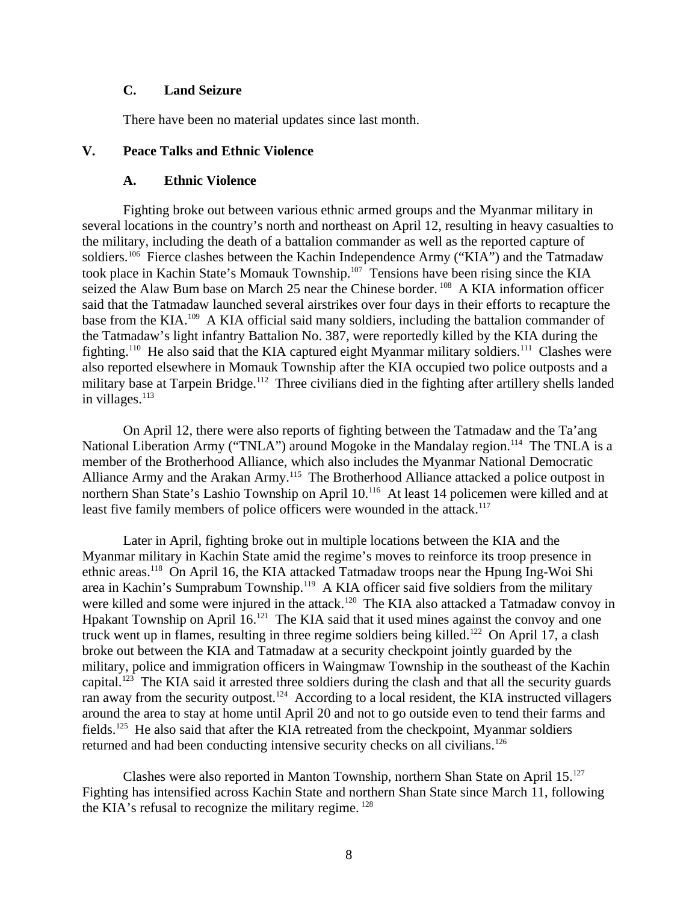### C. Land Seizure

There have been no material updates since last month.

## V. Peace Talks and Ethnic Violence

### A. Ethnic Violence

Fighting broke out between various ethnic armed groups and the Myanmar military in several locations in the country's north and northeast on April 12, resulting in heavy casualties to the military, including the death of a battalion commander as well as the reported capture of soldiers.[106] Fierce clashes between the Kachin Independence Army ("KIA") and the Tatmadaw took place in Kachin State's Momauk Township.[107] Tensions have been rising since the KIA seized the Alaw Bum base on March 25 near the Chinese border.[108] A KIA information officer said that the Tatmadaw launched several airstrikes over four days in their efforts to recapture the base from the KIA.[109] A KIA official said many soldiers, including the battalion commander of the Tatmadaw's light infantry Battalion No. 387, were reportedly killed by the KIA during the fighting.[110] He also said that the KIA captured eight Myanmar military soldiers.[111] Clashes were also reported elsewhere in Momauk Township after the KIA occupied two police outposts and a military base at Tarpein Bridge.[112] Three civilians died in the fighting after artillery shells landed in villages.[113]

On April 12, there were also reports of fighting between the Tatmadaw and the Ta'ang National Liberation Army ("TNLA") around Mogoke in the Mandalay region.[114] The TNLA is a member of the Brotherhood Alliance, which also includes the Myanmar National Democratic Alliance Army and the Arakan Army.[115] The Brotherhood Alliance attacked a police outpost in northern Shan State's Lashio Township on April 10.[116] At least 14 policemen were killed and at least five family members of police officers were wounded in the attack.[117]

Later in April, fighting broke out in multiple locations between the KIA and the Myanmar military in Kachin State amid the regime's moves to reinforce its troop presence in ethnic areas.[118] On April 16, the KIA attacked Tatmadaw troops near the Hpung Ing-Woi Shi area in Kachin's Sumprabum Township.[119] A KIA officer said five soldiers from the military were killed and some were injured in the attack.[120] The KIA also attacked a Tatmadaw convoy in Hpakant Township on April 16.[121] The KIA said that it used mines against the convoy and one truck went up in flames, resulting in three regime soldiers being killed.[122] On April 17, a clash broke out between the KIA and Tatmadaw at a security checkpoint jointly guarded by the military, police and immigration officers in Waingmaw Township in the southeast of the Kachin capital.[123] The KIA said it arrested three soldiers during the clash and that all the security guards ran away from the security outpost.[124] According to a local resident, the KIA instructed villagers around the area to stay at home until April 20 and not to go outside even to tend their farms and fields.[125] He also said that after the KIA retreated from the checkpoint, Myanmar soldiers returned and had been conducting intensive security checks on all civilians.[126]

Clashes were also reported in Manton Township, northern Shan State on April 15.[127] Fighting has intensified across Kachin State and northern Shan State since March 11, following the KIA's refusal to recognize the military regime.[128]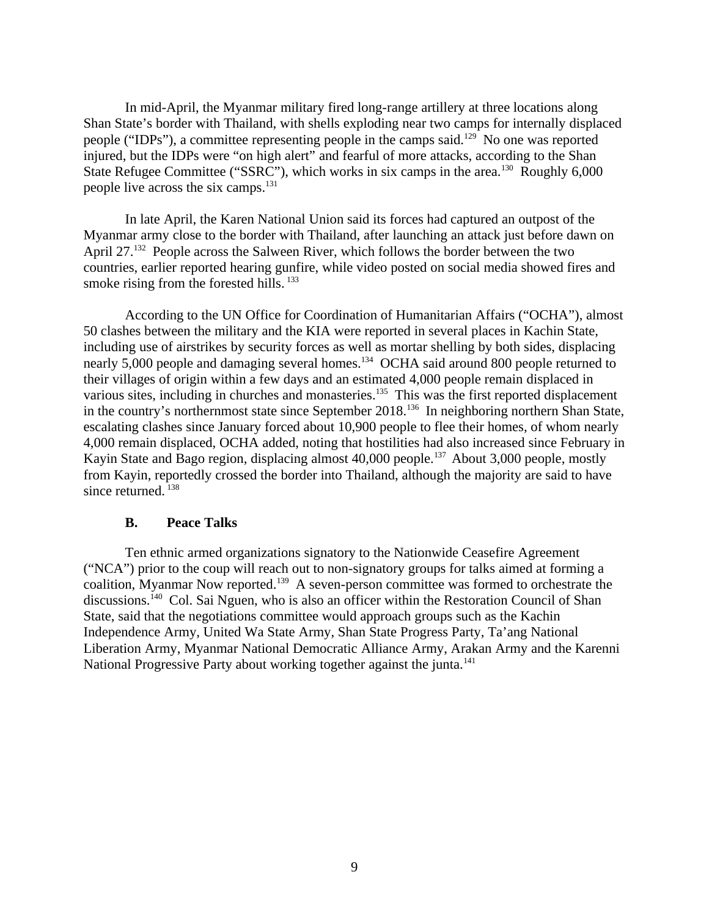In mid-April, the Myanmar military fired long-range artillery at three locations along Shan State's border with Thailand, with shells exploding near two camps for internally displaced people ("IDPs"), a committee representing people in the camps said.[129] No one was reported injured, but the IDPs were "on high alert" and fearful of more attacks, according to the Shan State Refugee Committee ("SSRC"), which works in six camps in the area.[130] Roughly 6,000 people live across the six camps.[131]

In late April, the Karen National Union said its forces had captured an outpost of the Myanmar army close to the border with Thailand, after launching an attack just before dawn on April 27.[132] People across the Salween River, which follows the border between the two countries, earlier reported hearing gunfire, while video posted on social media showed fires and smoke rising from the forested hills.[133]

According to the UN Office for Coordination of Humanitarian Affairs ("OCHA"), almost 50 clashes between the military and the KIA were reported in several places in Kachin State, including use of airstrikes by security forces as well as mortar shelling by both sides, displacing nearly 5,000 people and damaging several homes.[134] OCHA said around 800 people returned to their villages of origin within a few days and an estimated 4,000 people remain displaced in various sites, including in churches and monasteries.[135] This was the first reported displacement in the country's northernmost state since September 2018.[136] In neighboring northern Shan State, escalating clashes since January forced about 10,900 people to flee their homes, of whom nearly 4,000 remain displaced, OCHA added, noting that hostilities had also increased since February in Kayin State and Bago region, displacing almost 40,000 people.[137] About 3,000 people, mostly from Kayin, reportedly crossed the border into Thailand, although the majority are said to have since returned.[138]

### B. Peace Talks

Ten ethnic armed organizations signatory to the Nationwide Ceasefire Agreement ("NCA") prior to the coup will reach out to non-signatory groups for talks aimed at forming a coalition, Myanmar Now reported.[139] A seven-person committee was formed to orchestrate the discussions.[140] Col. Sai Nguen, who is also an officer within the Restoration Council of Shan State, said that the negotiations committee would approach groups such as the Kachin Independence Army, United Wa State Army, Shan State Progress Party, Ta'ang National Liberation Army, Myanmar National Democratic Alliance Army, Arakan Army and the Karenni National Progressive Party about working together against the junta.[141]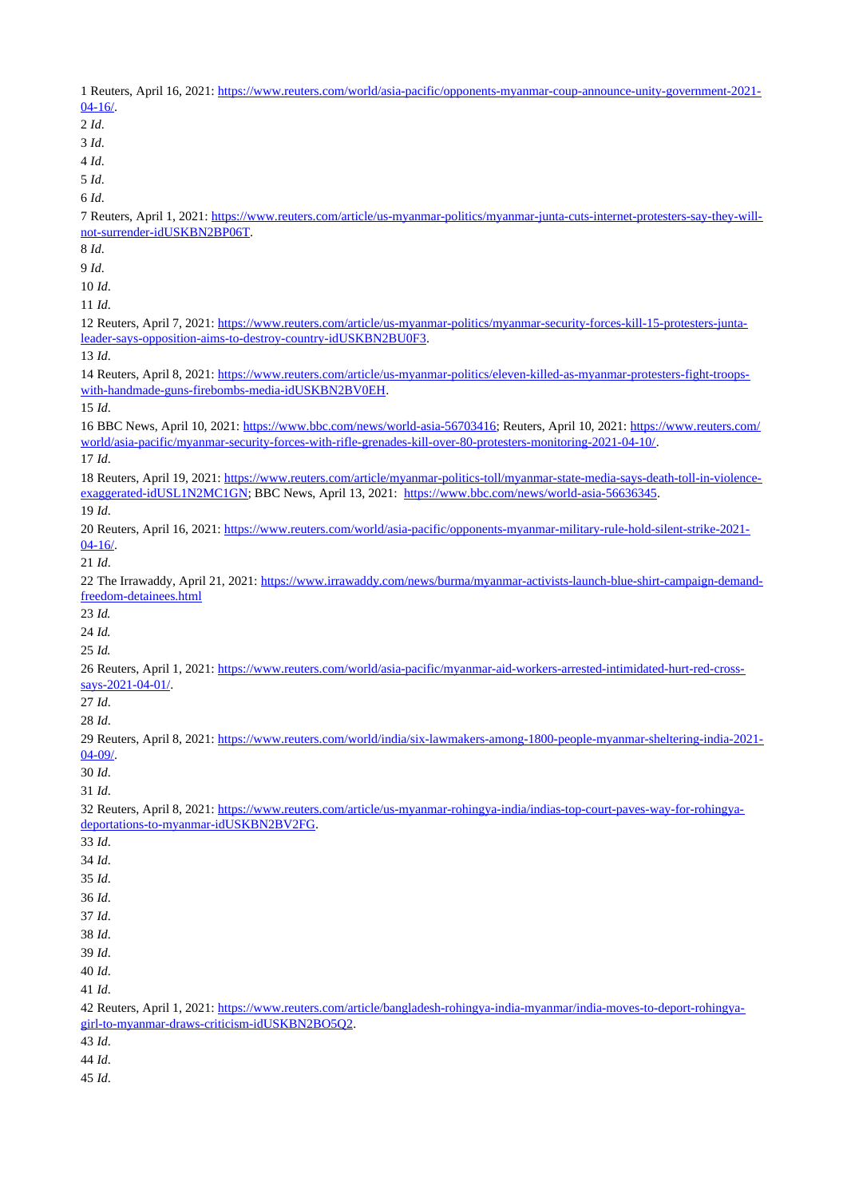1 Reuters, April 16, 2021: https://www.reuters.com/world/asia-pacific/opponents-myanmar-coup-announce-unity-government-2021-04-16/.

2 *Id*.

3 *Id*.

4 *Id*.

5 *Id*.

6 *Id*.

7 Reuters, April 1, 2021: https://www.reuters.com/article/us-myanmar-politics/myanmar-junta-cuts-internet-protesters-say-they-will-not-surrender-idUSKBN2BP06T.

8 *Id*.

9 *Id*.

10 *Id*.

11 *Id*.

12 Reuters, April 7, 2021: https://www.reuters.com/article/us-myanmar-politics/myanmar-security-forces-kill-15-protesters-junta-leader-says-opposition-aims-to-destroy-country-idUSKBN2BU0F3.

13 *Id*.

14 Reuters, April 8, 2021: https://www.reuters.com/article/us-myanmar-politics/eleven-killed-as-myanmar-protesters-fight-troops-with-handmade-guns-firebombs-media-idUSKBN2BV0EH.

15 *Id*.

16 BBC News, April 10, 2021: https://www.bbc.com/news/world-asia-56703416; Reuters, April 10, 2021: https://www.reuters.com/world/asia-pacific/myanmar-security-forces-with-rifle-grenades-kill-over-80-protesters-monitoring-2021-04-10/.

17 *Id*.

18 Reuters, April 19, 2021: https://www.reuters.com/article/myanmar-politics-toll/myanmar-state-media-says-death-toll-in-violence-exaggerated-idUSL1N2MC1GN; BBC News, April 13, 2021: https://www.bbc.com/news/world-asia-56636345.

19 *Id*.

20 Reuters, April 16, 2021: https://www.reuters.com/world/asia-pacific/opponents-myanmar-military-rule-hold-silent-strike-2021-04-16/.

21 *Id*.

22 The Irrawaddy, April 21, 2021: https://www.irrawaddy.com/news/burma/myanmar-activists-launch-blue-shirt-campaign-demand-freedom-detainees.html

23 *Id.*

24 *Id.*

25 *Id.*

26 Reuters, April 1, 2021: https://www.reuters.com/world/asia-pacific/myanmar-aid-workers-arrested-intimidated-hurt-red-cross-says-2021-04-01/.

27 *Id*.

28 *Id*.

29 Reuters, April 8, 2021: https://www.reuters.com/world/india/six-lawmakers-among-1800-people-myanmar-sheltering-india-2021-04-09/.

30 *Id*.

31 *Id*.

32 Reuters, April 8, 2021: https://www.reuters.com/article/us-myanmar-rohingya-india/indias-top-court-paves-way-for-rohingya-deportations-to-myanmar-idUSKBN2BV2FG.

33 *Id*.

34 *Id*.

35 *Id*.

36 *Id*.

37 *Id*.

38 *Id*.

39 *Id*.

40 *Id*.

41 *Id*.

42 Reuters, April 1, 2021: https://www.reuters.com/article/bangladesh-rohingya-india-myanmar/india-moves-to-deport-rohingya-girl-to-myanmar-draws-criticism-idUSKBN2BO5Q2.

43 *Id*.

44 *Id*.

45 *Id*.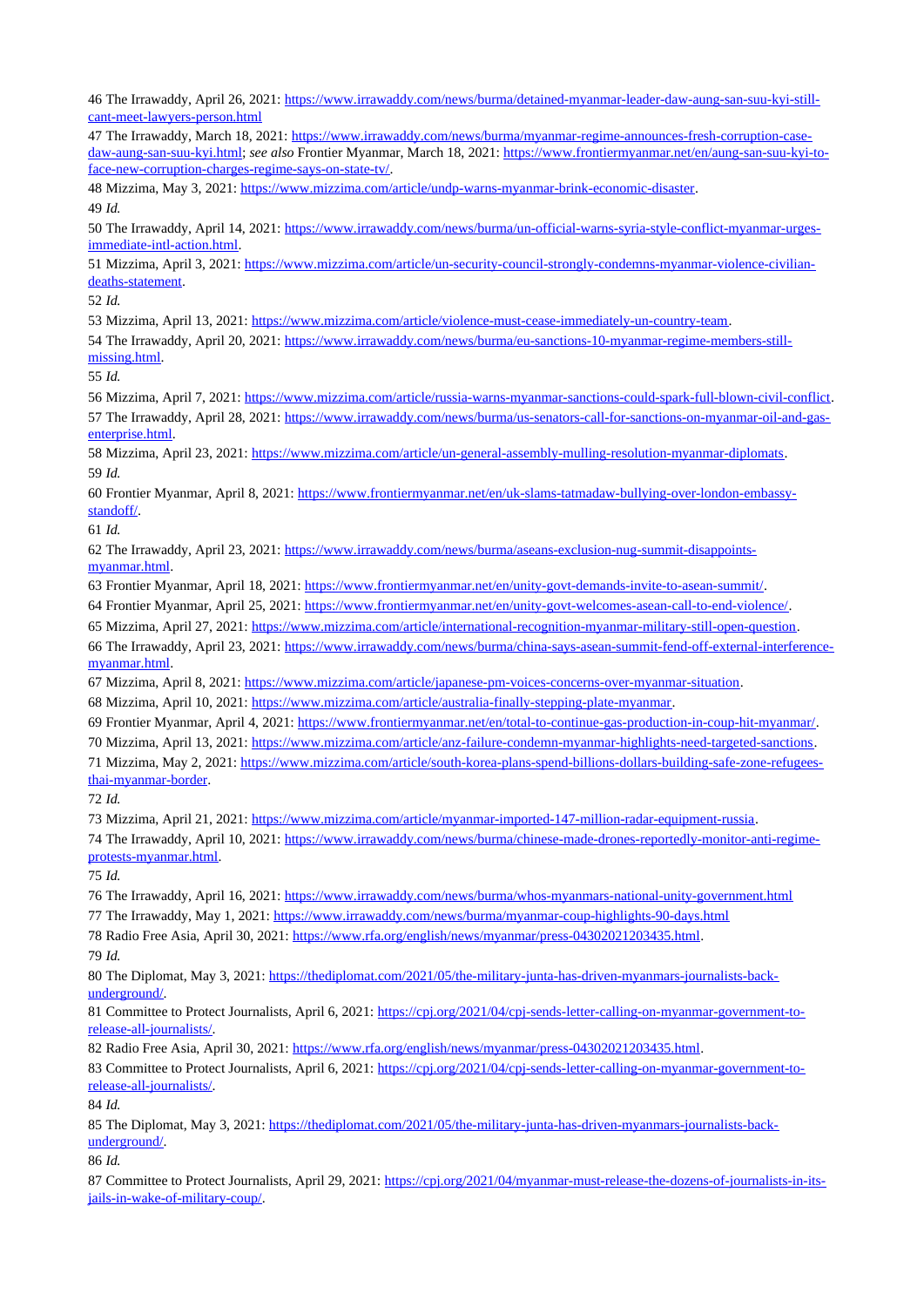46 The Irrawaddy, April 26, 2021: https://www.irrawaddy.com/news/burma/detained-myanmar-leader-daw-aung-san-suu-kyi-still-cant-meet-lawyers-person.html

47 The Irrawaddy, March 18, 2021: https://www.irrawaddy.com/news/burma/myanmar-regime-announces-fresh-corruption-case-daw-aung-san-suu-kyi.html; *see also* Frontier Myanmar, March 18, 2021: https://www.frontiermyanmar.net/en/aung-san-suu-kyi-to-face-new-corruption-charges-regime-says-on-state-tv/.

48 Mizzima, May 3, 2021: https://www.mizzima.com/article/undp-warns-myanmar-brink-economic-disaster.

49 *Id.*

50 The Irrawaddy, April 14, 2021: https://www.irrawaddy.com/news/burma/un-official-warns-syria-style-conflict-myanmar-urges-immediate-intl-action.html.

51 Mizzima, April 3, 2021: https://www.mizzima.com/article/un-security-council-strongly-condemns-myanmar-violence-civilian-deaths-statement.

52 *Id.*

53 Mizzima, April 13, 2021: https://www.mizzima.com/article/violence-must-cease-immediately-un-country-team.

54 The Irrawaddy, April 20, 2021: https://www.irrawaddy.com/news/burma/eu-sanctions-10-myanmar-regime-members-still-missing.html.

55 *Id.*

56 Mizzima, April 7, 2021: https://www.mizzima.com/article/russia-warns-myanmar-sanctions-could-spark-full-blown-civil-conflict.

57 The Irrawaddy, April 28, 2021: https://www.irrawaddy.com/news/burma/us-senators-call-for-sanctions-on-myanmar-oil-and-gas-enterprise.html.

58 Mizzima, April 23, 2021: https://www.mizzima.com/article/un-general-assembly-mulling-resolution-myanmar-diplomats.

59 *Id.*

60 Frontier Myanmar, April 8, 2021: https://www.frontiermyanmar.net/en/uk-slams-tatmadaw-bullying-over-london-embassy-standoff/.

61 *Id.*

62 The Irrawaddy, April 23, 2021: https://www.irrawaddy.com/news/burma/aseans-exclusion-nug-summit-disappoints-myanmar.html.

63 Frontier Myanmar, April 18, 2021: https://www.frontiermyanmar.net/en/unity-govt-demands-invite-to-asean-summit/.

64 Frontier Myanmar, April 25, 2021: https://www.frontiermyanmar.net/en/unity-govt-welcomes-asean-call-to-end-violence/.

65 Mizzima, April 27, 2021: https://www.mizzima.com/article/international-recognition-myanmar-military-still-open-question.

66 The Irrawaddy, April 23, 2021: https://www.irrawaddy.com/news/burma/china-says-asean-summit-fend-off-external-interference-myanmar.html.

67 Mizzima, April 8, 2021: https://www.mizzima.com/article/japanese-pm-voices-concerns-over-myanmar-situation.

68 Mizzima, April 10, 2021: https://www.mizzima.com/article/australia-finally-stepping-plate-myanmar.

69 Frontier Myanmar, April 4, 2021: https://www.frontiermyanmar.net/en/total-to-continue-gas-production-in-coup-hit-myanmar/.

70 Mizzima, April 13, 2021: https://www.mizzima.com/article/anz-failure-condemn-myanmar-highlights-need-targeted-sanctions.

71 Mizzima, May 2, 2021: https://www.mizzima.com/article/south-korea-plans-spend-billions-dollars-building-safe-zone-refugees-thai-myanmar-border.

72 *Id.*

73 Mizzima, April 21, 2021: https://www.mizzima.com/article/myanmar-imported-147-million-radar-equipment-russia.

74 The Irrawaddy, April 10, 2021: https://www.irrawaddy.com/news/burma/chinese-made-drones-reportedly-monitor-anti-regime-protests-myanmar.html.

75 *Id.*

76 The Irrawaddy, April 16, 2021: https://www.irrawaddy.com/news/burma/whos-myanmars-national-unity-government.html

77 The Irrawaddy, May 1, 2021: https://www.irrawaddy.com/news/burma/myanmar-coup-highlights-90-days.html

78 Radio Free Asia, April 30, 2021: https://www.rfa.org/english/news/myanmar/press-04302021203435.html.

79 *Id.*

80 The Diplomat, May 3, 2021: https://thediplomat.com/2021/05/the-military-junta-has-driven-myanmars-journalists-back-underground/.

81 Committee to Protect Journalists, April 6, 2021: https://cpj.org/2021/04/cpj-sends-letter-calling-on-myanmar-government-to-release-all-journalists/.

82 Radio Free Asia, April 30, 2021: https://www.rfa.org/english/news/myanmar/press-04302021203435.html.

83 Committee to Protect Journalists, April 6, 2021: https://cpj.org/2021/04/cpj-sends-letter-calling-on-myanmar-government-to-release-all-journalists/.

84 *Id.*

85 The Diplomat, May 3, 2021: https://thediplomat.com/2021/05/the-military-junta-has-driven-myanmars-journalists-back-underground/.

86 *Id.*

87 Committee to Protect Journalists, April 29, 2021: https://cpj.org/2021/04/myanmar-must-release-the-dozens-of-journalists-in-its-jails-in-wake-of-military-coup/.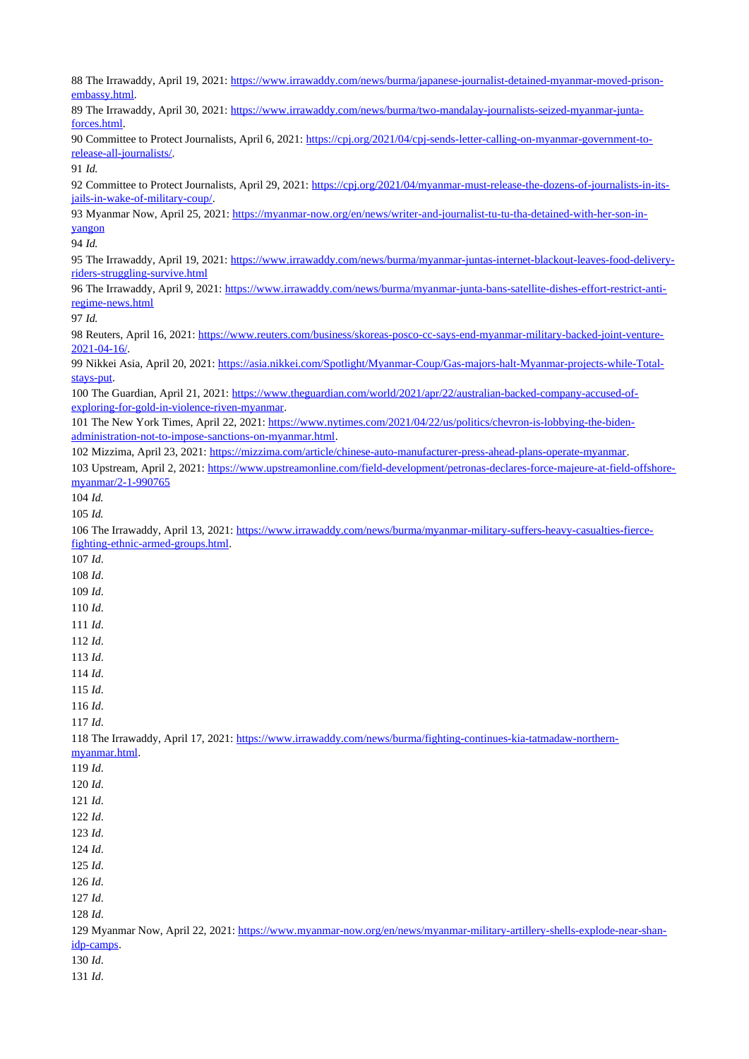88 The Irrawaddy, April 19, 2021: https://www.irrawaddy.com/news/burma/japanese-journalist-detained-myanmar-moved-prison-embassy.html.

89 The Irrawaddy, April 30, 2021: https://www.irrawaddy.com/news/burma/two-mandalay-journalists-seized-myanmar-junta-forces.html.

90 Committee to Protect Journalists, April 6, 2021: https://cpj.org/2021/04/cpj-sends-letter-calling-on-myanmar-government-to-release-all-journalists/.

91 *Id.*

92 Committee to Protect Journalists, April 29, 2021: https://cpj.org/2021/04/myanmar-must-release-the-dozens-of-journalists-in-its-jails-in-wake-of-military-coup/.

93 Myanmar Now, April 25, 2021: https://myanmar-now.org/en/news/writer-and-journalist-tu-tu-tha-detained-with-her-son-in-yangon

94 *Id.*

95 The Irrawaddy, April 19, 2021: https://www.irrawaddy.com/news/burma/myanmar-juntas-internet-blackout-leaves-food-delivery-riders-struggling-survive.html

96 The Irrawaddy, April 9, 2021: https://www.irrawaddy.com/news/burma/myanmar-junta-bans-satellite-dishes-effort-restrict-anti-regime-news.html

97 *Id.*

98 Reuters, April 16, 2021: https://www.reuters.com/business/skoreas-posco-cc-says-end-myanmar-military-backed-joint-venture-2021-04-16/.

99 Nikkei Asia, April 20, 2021: https://asia.nikkei.com/Spotlight/Myanmar-Coup/Gas-majors-halt-Myanmar-projects-while-Total-stays-put.

100 The Guardian, April 21, 2021: https://www.theguardian.com/world/2021/apr/22/australian-backed-company-accused-of-exploring-for-gold-in-violence-riven-myanmar.

101 The New York Times, April 22, 2021: https://www.nytimes.com/2021/04/22/us/politics/chevron-is-lobbying-the-biden-administration-not-to-impose-sanctions-on-myanmar.html.

102 Mizzima, April 23, 2021: https://mizzima.com/article/chinese-auto-manufacturer-press-ahead-plans-operate-myanmar.

103 Upstream, April 2, 2021: https://www.upstreamonline.com/field-development/petronas-declares-force-majeure-at-field-offshore-myanmar/2-1-990765

104 *Id.*

105 *Id.*

106 The Irrawaddy, April 13, 2021: https://www.irrawaddy.com/news/burma/myanmar-military-suffers-heavy-casualties-fierce-fighting-ethnic-armed-groups.html.

107 *Id*.

108 *Id*.

109 *Id*.

110 *Id*.

111 *Id*.

112 *Id*.

113 *Id*.

114 *Id*.

115 *Id*.

116 *Id*.

117 *Id*.

118 The Irrawaddy, April 17, 2021: https://www.irrawaddy.com/news/burma/fighting-continues-kia-tatmadaw-northern-myanmar.html.

119 *Id*.

120 *Id*.

121 *Id*.

122 *Id*.

123 *Id*.

124 *Id*.

125 *Id*.

126 *Id*.

127 *Id*.

128 *Id*.

129 Myanmar Now, April 22, 2021: https://www.myanmar-now.org/en/news/myanmar-military-artillery-shells-explode-near-shan-idp-camps.

130 *Id*.

131 *Id*.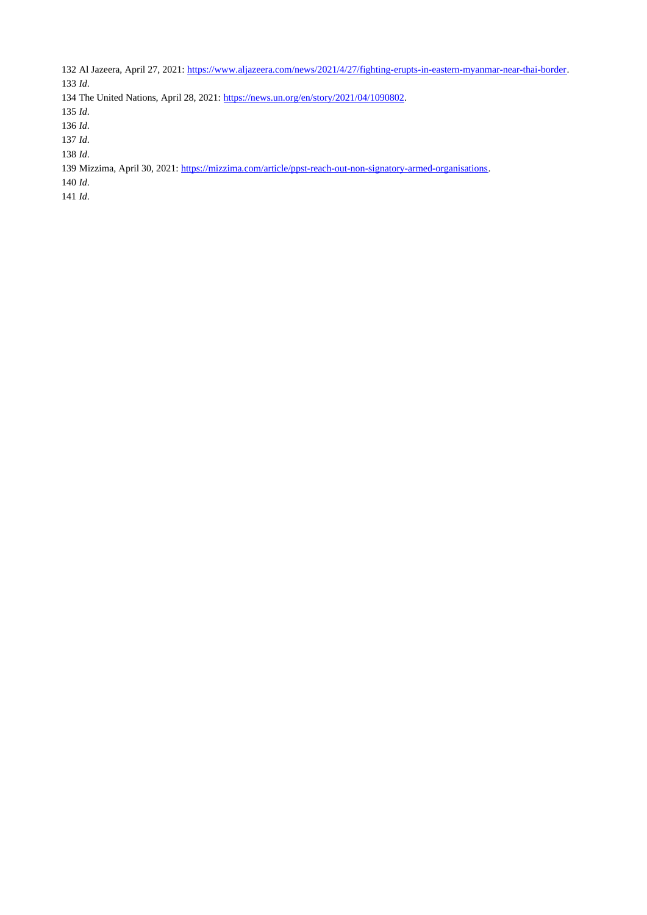132 Al Jazeera, April 27, 2021: https://www.aljazeera.com/news/2021/4/27/fighting-erupts-in-eastern-myanmar-near-thai-border.

133 *Id*.

134 The United Nations, April 28, 2021: https://news.un.org/en/story/2021/04/1090802.

135 *Id*.

136 *Id*.

137 *Id*.

138 *Id*.

139 Mizzima, April 30, 2021: https://mizzima.com/article/ppst-reach-out-non-signatory-armed-organisations.

140 *Id*.

141 *Id*.